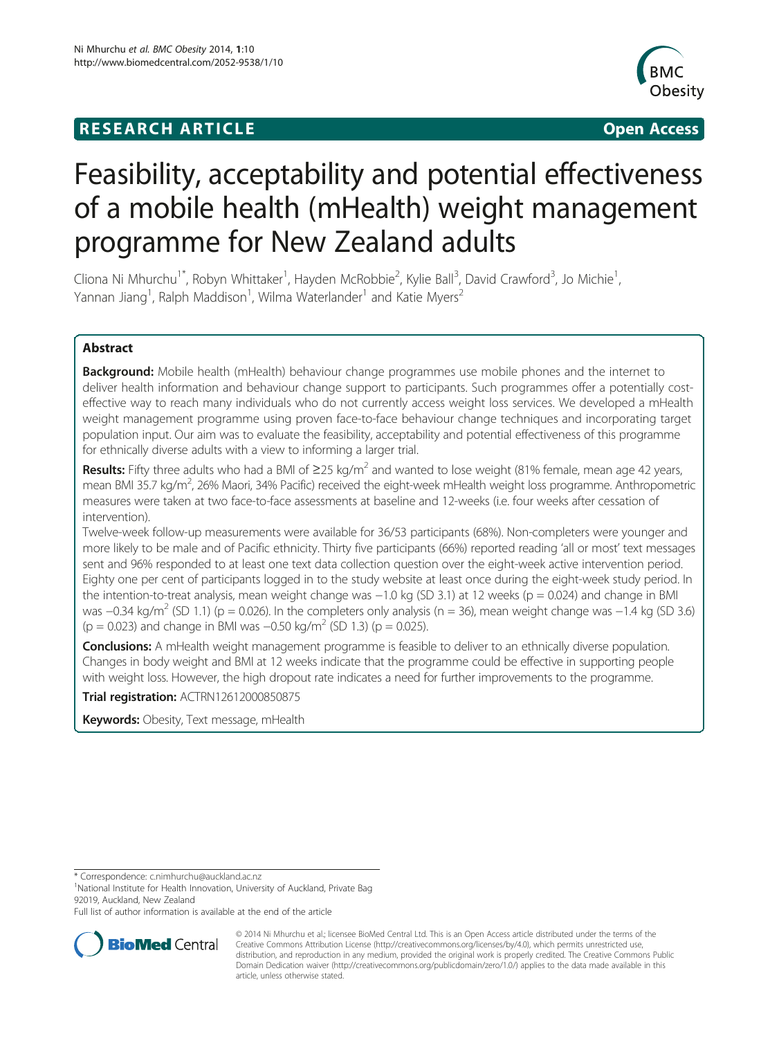**RESEARCH ARTICLE** **Open Access**

# Feasibility, acceptability and potential effectiveness of a mobile health (mHealth) weight management programme for New Zealand adults

Cliona Ni Mhurchu[1*], Robyn Whittaker[1], Hayden McRobbie[2], Kylie Ball[3], David Crawford[3], Jo Michie[1], Yannan Jiang[1], Ralph Maddison[1], Wilma Waterlander[1] and Katie Myers[2]

## Abstract

**Background:** Mobile health (mHealth) behaviour change programmes use mobile phones and the internet to deliver health information and behaviour change support to participants. Such programmes offer a potentially cost-effective way to reach many individuals who do not currently access weight loss services. We developed a mHealth weight management programme using proven face-to-face behaviour change techniques and incorporating target population input. Our aim was to evaluate the feasibility, acceptability and potential effectiveness of this programme for ethnically diverse adults with a view to informing a larger trial.

**Results:** Fifty three adults who had a BMI of ≥25 kg/m$^2$ and wanted to lose weight (81% female, mean age 42 years, mean BMI 35.7 kg/m$^2$, 26% Maori, 34% Pacific) received the eight-week mHealth weight loss programme. Anthropometric measures were taken at two face-to-face assessments at baseline and 12-weeks (i.e. four weeks after cessation of intervention).

Twelve-week follow-up measurements were available for 36/53 participants (68%). Non-completers were younger and more likely to be male and of Pacific ethnicity. Thirty five participants (66%) reported reading 'all or most' text messages sent and 96% responded to at least one text data collection question over the eight-week active intervention period. Eighty one per cent of participants logged in to the study website at least once during the eight-week study period. In the intention-to-treat analysis, mean weight change was −1.0 kg (SD 3.1) at 12 weeks ($p = 0.024$) and change in BMI was −0.34 kg/m$^2$ (SD 1.1) ($p = 0.026$). In the completers only analysis (n = 36), mean weight change was −1.4 kg (SD 3.6) ($p = 0.023$) and change in BMI was −0.50 kg/m$^2$ (SD 1.3) ($p = 0.025$).

**Conclusions:** A mHealth weight management programme is feasible to deliver to an ethnically diverse population. Changes in body weight and BMI at 12 weeks indicate that the programme could be effective in supporting people with weight loss. However, the high dropout rate indicates a need for further improvements to the programme.

**Trial registration:** ACTRN12612000850875

**Keywords:** Obesity, Text message, mHealth

\* Correspondence: c.nimhurchu@auckland.ac.nz
[1]National Institute for Health Innovation, University of Auckland, Private Bag 92019, Auckland, New Zealand
Full list of author information is available at the end of the article

© 2014 Ni Mhurchu et al.; licensee BioMed Central Ltd. This is an Open Access article distributed under the terms of the Creative Commons Attribution License (http://creativecommons.org/licenses/by/4.0), which permits unrestricted use, distribution, and reproduction in any medium, provided the original work is properly credited. The Creative Commons Public Domain Dedication waiver (http://creativecommons.org/publicdomain/zero/1.0/) applies to the data made available in this article, unless otherwise stated.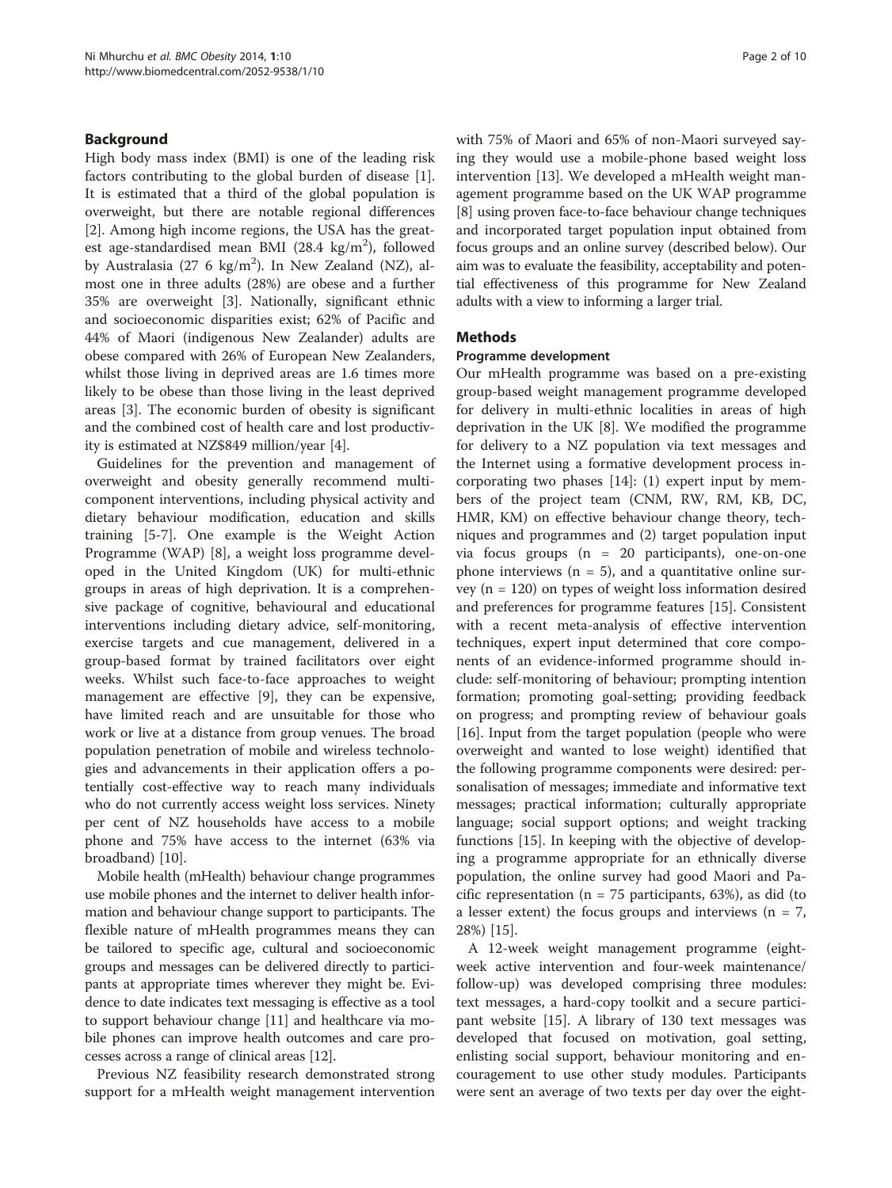## Background

High body mass index (BMI) is one of the leading risk factors contributing to the global burden of disease [1]. It is estimated that a third of the global population is overweight, but there are notable regional differences [2]. Among high income regions, the USA has the greatest age-standardised mean BMI (28.4 kg/m$^2$), followed by Australasia (27 6 kg/m$^2$). In New Zealand (NZ), almost one in three adults (28%) are obese and a further 35% are overweight [3]. Nationally, significant ethnic and socioeconomic disparities exist; 62% of Pacific and 44% of Maori (indigenous New Zealander) adults are obese compared with 26% of European New Zealanders, whilst those living in deprived areas are 1.6 times more likely to be obese than those living in the least deprived areas [3]. The economic burden of obesity is significant and the combined cost of health care and lost productivity is estimated at NZ$849 million/year [4].

Guidelines for the prevention and management of overweight and obesity generally recommend multi-component interventions, including physical activity and dietary behaviour modification, education and skills training [5-7]. One example is the Weight Action Programme (WAP) [8], a weight loss programme developed in the United Kingdom (UK) for multi-ethnic groups in areas of high deprivation. It is a comprehensive package of cognitive, behavioural and educational interventions including dietary advice, self-monitoring, exercise targets and cue management, delivered in a group-based format by trained facilitators over eight weeks. Whilst such face-to-face approaches to weight management are effective [9], they can be expensive, have limited reach and are unsuitable for those who work or live at a distance from group venues. The broad population penetration of mobile and wireless technologies and advancements in their application offers a potentially cost-effective way to reach many individuals who do not currently access weight loss services. Ninety per cent of NZ households have access to a mobile phone and 75% have access to the internet (63% via broadband) [10].

Mobile health (mHealth) behaviour change programmes use mobile phones and the internet to deliver health information and behaviour change support to participants. The flexible nature of mHealth programmes means they can be tailored to specific age, cultural and socioeconomic groups and messages can be delivered directly to participants at appropriate times wherever they might be. Evidence to date indicates text messaging is effective as a tool to support behaviour change [11] and healthcare via mobile phones can improve health outcomes and care processes across a range of clinical areas [12].

Previous NZ feasibility research demonstrated strong support for a mHealth weight management intervention with 75% of Maori and 65% of non-Maori surveyed saying they would use a mobile-phone based weight loss intervention [13]. We developed a mHealth weight management programme based on the UK WAP programme [8] using proven face-to-face behaviour change techniques and incorporated target population input obtained from focus groups and an online survey (described below). Our aim was to evaluate the feasibility, acceptability and potential effectiveness of this programme for New Zealand adults with a view to informing a larger trial.

## Methods

### Programme development

Our mHealth programme was based on a pre-existing group-based weight management programme developed for delivery in multi-ethnic localities in areas of high deprivation in the UK [8]. We modified the programme for delivery to a NZ population via text messages and the Internet using a formative development process incorporating two phases [14]: (1) expert input by members of the project team (CNM, RW, RM, KB, DC, HMR, KM) on effective behaviour change theory, techniques and programmes and (2) target population input via focus groups (n = 20 participants), one-on-one phone interviews (n = 5), and a quantitative online survey (n = 120) on types of weight loss information desired and preferences for programme features [15]. Consistent with a recent meta-analysis of effective intervention techniques, expert input determined that core components of an evidence-informed programme should include: self-monitoring of behaviour; prompting intention formation; promoting goal-setting; providing feedback on progress; and prompting review of behaviour goals [16]. Input from the target population (people who were overweight and wanted to lose weight) identified that the following programme components were desired: personalisation of messages; immediate and informative text messages; practical information; culturally appropriate language; social support options; and weight tracking functions [15]. In keeping with the objective of developing a programme appropriate for an ethnically diverse population, the online survey had good Maori and Pacific representation (n = 75 participants, 63%), as did (to a lesser extent) the focus groups and interviews (n = 7, 28%) [15].

A 12-week weight management programme (eight-week active intervention and four-week maintenance/follow-up) was developed comprising three modules: text messages, a hard-copy toolkit and a secure participant website [15]. A library of 130 text messages was developed that focused on motivation, goal setting, enlisting social support, behaviour monitoring and encouragement to use other study modules. Participants were sent an average of two texts per day over the eight-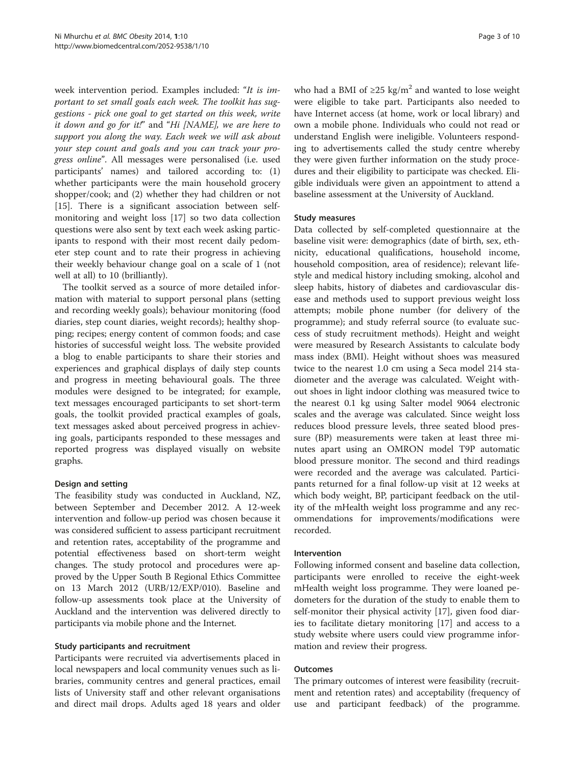week intervention period. Examples included: "*It is important to set small goals each week. The toolkit has suggestions - pick one goal to get started on this week, write it down and go for it!*" and "*Hi [NAME], we are here to support you along the way. Each week we will ask about your step count and goals and you can track your progress online*". All messages were personalised (i.e. used participants' names) and tailored according to: (1) whether participants were the main household grocery shopper/cook; and (2) whether they had children or not [15]. There is a significant association between self-monitoring and weight loss [17] so two data collection questions were also sent by text each week asking participants to respond with their most recent daily pedometer step count and to rate their progress in achieving their weekly behaviour change goal on a scale of 1 (not well at all) to 10 (brilliantly).

The toolkit served as a source of more detailed information with material to support personal plans (setting and recording weekly goals); behaviour monitoring (food diaries, step count diaries, weight records); healthy shopping; recipes; energy content of common foods; and case histories of successful weight loss. The website provided a blog to enable participants to share their stories and experiences and graphical displays of daily step counts and progress in meeting behavioural goals. The three modules were designed to be integrated; for example, text messages encouraged participants to set short-term goals, the toolkit provided practical examples of goals, text messages asked about perceived progress in achieving goals, participants responded to these messages and reported progress was displayed visually on website graphs.

### Design and setting

The feasibility study was conducted in Auckland, NZ, between September and December 2012. A 12-week intervention and follow-up period was chosen because it was considered sufficient to assess participant recruitment and retention rates, acceptability of the programme and potential effectiveness based on short-term weight changes. The study protocol and procedures were approved by the Upper South B Regional Ethics Committee on 13 March 2012 (URB/12/EXP/010). Baseline and follow-up assessments took place at the University of Auckland and the intervention was delivered directly to participants via mobile phone and the Internet.

### Study participants and recruitment

Participants were recruited via advertisements placed in local newspapers and local community venues such as libraries, community centres and general practices, email lists of University staff and other relevant organisations and direct mail drops. Adults aged 18 years and older who had a BMI of $\geq 25$ kg/m$^2$ and wanted to lose weight were eligible to take part. Participants also needed to have Internet access (at home, work or local library) and own a mobile phone. Individuals who could not read or understand English were ineligible. Volunteers responding to advertisements called the study centre whereby they were given further information on the study procedures and their eligibility to participate was checked. Eligible individuals were given an appointment to attend a baseline assessment at the University of Auckland.

### Study measures

Data collected by self-completed questionnaire at the baseline visit were: demographics (date of birth, sex, ethnicity, educational qualifications, household income, household composition, area of residence); relevant lifestyle and medical history including smoking, alcohol and sleep habits, history of diabetes and cardiovascular disease and methods used to support previous weight loss attempts; mobile phone number (for delivery of the programme); and study referral source (to evaluate success of study recruitment methods). Height and weight were measured by Research Assistants to calculate body mass index (BMI). Height without shoes was measured twice to the nearest 1.0 cm using a Seca model 214 stadiometer and the average was calculated. Weight without shoes in light indoor clothing was measured twice to the nearest 0.1 kg using Salter model 9064 electronic scales and the average was calculated. Since weight loss reduces blood pressure levels, three seated blood pressure (BP) measurements were taken at least three minutes apart using an OMRON model T9P automatic blood pressure monitor. The second and third readings were recorded and the average was calculated. Participants returned for a final follow-up visit at 12 weeks at which body weight, BP, participant feedback on the utility of the mHealth weight loss programme and any recommendations for improvements/modifications were recorded.

### Intervention

Following informed consent and baseline data collection, participants were enrolled to receive the eight-week mHealth weight loss programme. They were loaned pedometers for the duration of the study to enable them to self-monitor their physical activity [17], given food diaries to facilitate dietary monitoring [17] and access to a study website where users could view programme information and review their progress.

### Outcomes

The primary outcomes of interest were feasibility (recruitment and retention rates) and acceptability (frequency of use and participant feedback) of the programme.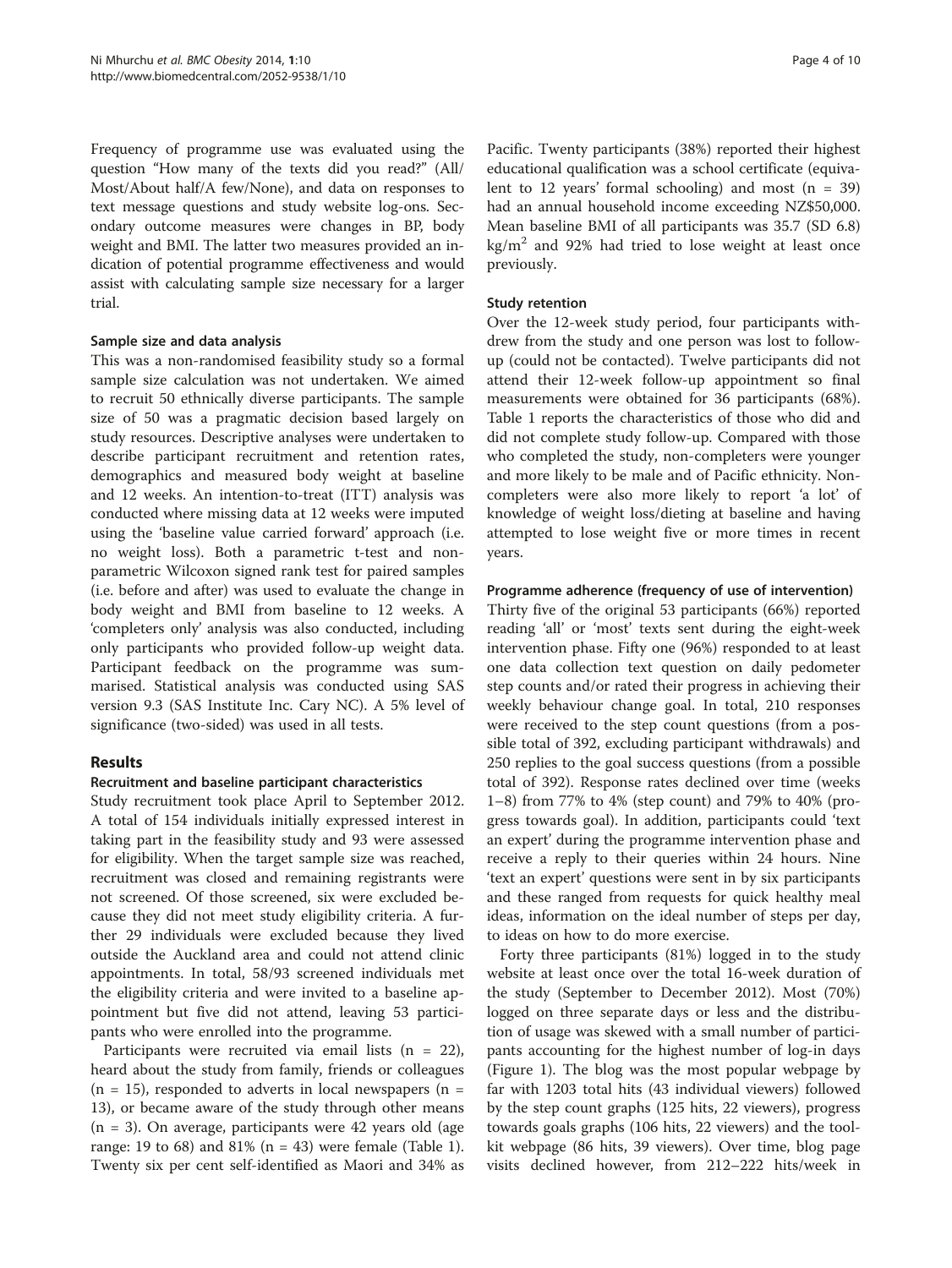Frequency of programme use was evaluated using the question "How many of the texts did you read?" (All/ Most/About half/A few/None), and data on responses to text message questions and study website log-ons. Secondary outcome measures were changes in BP, body weight and BMI. The latter two measures provided an indication of potential programme effectiveness and would assist with calculating sample size necessary for a larger trial.

### Sample size and data analysis

This was a non-randomised feasibility study so a formal sample size calculation was not undertaken. We aimed to recruit 50 ethnically diverse participants. The sample size of 50 was a pragmatic decision based largely on study resources. Descriptive analyses were undertaken to describe participant recruitment and retention rates, demographics and measured body weight at baseline and 12 weeks. An intention-to-treat (ITT) analysis was conducted where missing data at 12 weeks were imputed using the 'baseline value carried forward' approach (i.e. no weight loss). Both a parametric t-test and non-parametric Wilcoxon signed rank test for paired samples (i.e. before and after) was used to evaluate the change in body weight and BMI from baseline to 12 weeks. A 'completers only' analysis was also conducted, including only participants who provided follow-up weight data. Participant feedback on the programme was summarised. Statistical analysis was conducted using SAS version 9.3 (SAS Institute Inc. Cary NC). A 5% level of significance (two-sided) was used in all tests.

## Results

### Recruitment and baseline participant characteristics

Study recruitment took place April to September 2012. A total of 154 individuals initially expressed interest in taking part in the feasibility study and 93 were assessed for eligibility. When the target sample size was reached, recruitment was closed and remaining registrants were not screened. Of those screened, six were excluded because they did not meet study eligibility criteria. A further 29 individuals were excluded because they lived outside the Auckland area and could not attend clinic appointments. In total, 58/93 screened individuals met the eligibility criteria and were invited to a baseline appointment but five did not attend, leaving 53 participants who were enrolled into the programme.

Participants were recruited via email lists (n = 22), heard about the study from family, friends or colleagues (n = 15), responded to adverts in local newspapers (n = 13), or became aware of the study through other means (n = 3). On average, participants were 42 years old (age range: 19 to 68) and 81% (n = 43) were female (Table 1). Twenty six per cent self-identified as Maori and 34% as Pacific. Twenty participants (38%) reported their highest educational qualification was a school certificate (equivalent to 12 years' formal schooling) and most (n = 39) had an annual household income exceeding NZ$50,000. Mean baseline BMI of all participants was 35.7 (SD 6.8) $kg/m^2$ and 92% had tried to lose weight at least once previously.

### Study retention

Over the 12-week study period, four participants withdrew from the study and one person was lost to follow-up (could not be contacted). Twelve participants did not attend their 12-week follow-up appointment so final measurements were obtained for 36 participants (68%). Table 1 reports the characteristics of those who did and did not complete study follow-up. Compared with those who completed the study, non-completers were younger and more likely to be male and of Pacific ethnicity. Non-completers were also more likely to report 'a lot' of knowledge of weight loss/dieting at baseline and having attempted to lose weight five or more times in recent years.

### Programme adherence (frequency of use of intervention)

Thirty five of the original 53 participants (66%) reported reading 'all' or 'most' texts sent during the eight-week intervention phase. Fifty one (96%) responded to at least one data collection text question on daily pedometer step counts and/or rated their progress in achieving their weekly behaviour change goal. In total, 210 responses were received to the step count questions (from a possible total of 392, excluding participant withdrawals) and 250 replies to the goal success questions (from a possible total of 392). Response rates declined over time (weeks 1–8) from 77% to 4% (step count) and 79% to 40% (progress towards goal). In addition, participants could 'text an expert' during the programme intervention phase and receive a reply to their queries within 24 hours. Nine 'text an expert' questions were sent in by six participants and these ranged from requests for quick healthy meal ideas, information on the ideal number of steps per day, to ideas on how to do more exercise.

Forty three participants (81%) logged in to the study website at least once over the total 16-week duration of the study (September to December 2012). Most (70%) logged on three separate days or less and the distribution of usage was skewed with a small number of participants accounting for the highest number of log-in days (Figure 1). The blog was the most popular webpage by far with 1203 total hits (43 individual viewers) followed by the step count graphs (125 hits, 22 viewers), progress towards goals graphs (106 hits, 22 viewers) and the toolkit webpage (86 hits, 39 viewers). Over time, blog page visits declined however, from 212–222 hits/week in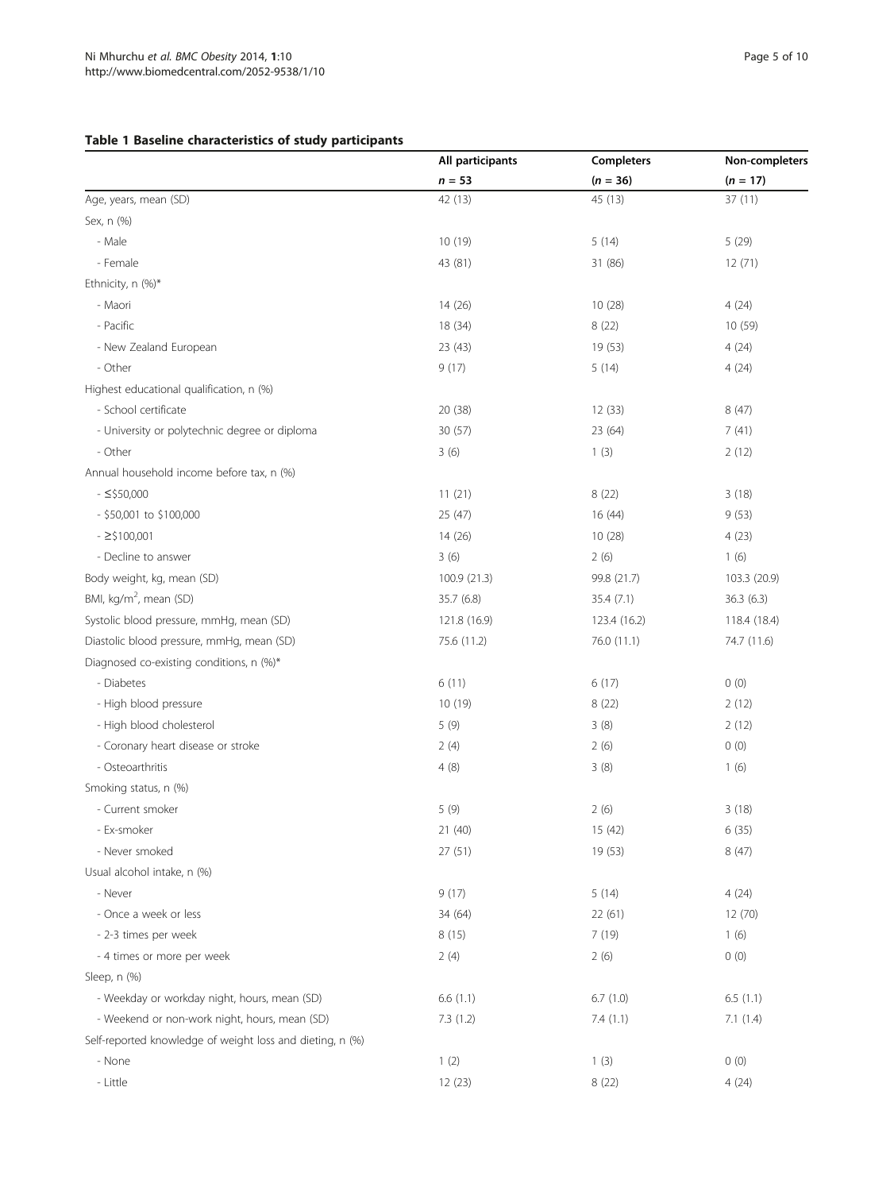**Table 1 Baseline characteristics of study participants**

| | All participants | Completers | Non-completers |
|---|---|---|---|
| | $n = 53$ | ($n = 36$) | ($n = 17$) |
| Age, years, mean (SD) | 42 (13) | 45 (13) | 37 (11) |
| Sex, n (%) | | | |
| - Male | 10 (19) | 5 (14) | 5 (29) |
| - Female | 43 (81) | 31 (86) | 12 (71) |
| Ethnicity, n (%)* | | | |
| - Maori | 14 (26) | 10 (28) | 4 (24) |
| - Pacific | 18 (34) | 8 (22) | 10 (59) |
| - New Zealand European | 23 (43) | 19 (53) | 4 (24) |
| - Other | 9 (17) | 5 (14) | 4 (24) |
| Highest educational qualification, n (%) | | | |
| - School certificate | 20 (38) | 12 (33) | 8 (47) |
| - University or polytechnic degree or diploma | 30 (57) | 23 (64) | 7 (41) |
| - Other | 3 (6) | 1 (3) | 2 (12) |
| Annual household income before tax, n (%) | | | |
| - ≤$50,000 | 11 (21) | 8 (22) | 3 (18) |
| - $50,001 to $100,000 | 25 (47) | 16 (44) | 9 (53) |
| - ≥$100,001 | 14 (26) | 10 (28) | 4 (23) |
| - Decline to answer | 3 (6) | 2 (6) | 1 (6) |
| Body weight, kg, mean (SD) | 100.9 (21.3) | 99.8 (21.7) | 103.3 (20.9) |
| BMI, kg/m$^2$, mean (SD) | 35.7 (6.8) | 35.4 (7.1) | 36.3 (6.3) |
| Systolic blood pressure, mmHg, mean (SD) | 121.8 (16.9) | 123.4 (16.2) | 118.4 (18.4) |
| Diastolic blood pressure, mmHg, mean (SD) | 75.6 (11.2) | 76.0 (11.1) | 74.7 (11.6) |
| Diagnosed co-existing conditions, n (%)* | | | |
| - Diabetes | 6 (11) | 6 (17) | 0 (0) |
| - High blood pressure | 10 (19) | 8 (22) | 2 (12) |
| - High blood cholesterol | 5 (9) | 3 (8) | 2 (12) |
| - Coronary heart disease or stroke | 2 (4) | 2 (6) | 0 (0) |
| - Osteoarthritis | 4 (8) | 3 (8) | 1 (6) |
| Smoking status, n (%) | | | |
| - Current smoker | 5 (9) | 2 (6) | 3 (18) |
| - Ex-smoker | 21 (40) | 15 (42) | 6 (35) |
| - Never smoked | 27 (51) | 19 (53) | 8 (47) |
| Usual alcohol intake, n (%) | | | |
| - Never | 9 (17) | 5 (14) | 4 (24) |
| - Once a week or less | 34 (64) | 22 (61) | 12 (70) |
| - 2-3 times per week | 8 (15) | 7 (19) | 1 (6) |
| - 4 times or more per week | 2 (4) | 2 (6) | 0 (0) |
| Sleep, n (%) | | | |
| - Weekday or workday night, hours, mean (SD) | 6.6 (1.1) | 6.7 (1.0) | 6.5 (1.1) |
| - Weekend or non-work night, hours, mean (SD) | 7.3 (1.2) | 7.4 (1.1) | 7.1 (1.4) |
| Self-reported knowledge of weight loss and dieting, n (%) | | | |
| - None | 1 (2) | 1 (3) | 0 (0) |
| - Little | 12 (23) | 8 (22) | 4 (24) |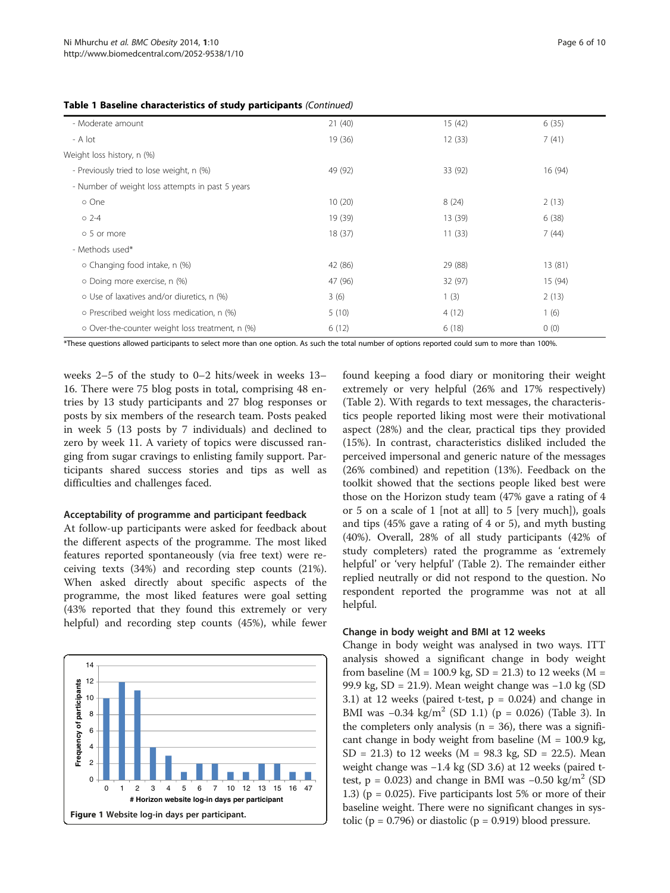**Table 1 Baseline characteristics of study participants** *(Continued)*

| | | | |
|---|---|---|---|
| - Moderate amount | 21 (40) | 15 (42) | 6 (35) |
| - A lot | 19 (36) | 12 (33) | 7 (41) |
| Weight loss history, n (%) | | | |
| - Previously tried to lose weight, n (%) | 49 (92) | 33 (92) | 16 (94) |
| - Number of weight loss attempts in past 5 years | | | |
| ○ One | 10 (20) | 8 (24) | 2 (13) |
| ○ 2-4 | 19 (39) | 13 (39) | 6 (38) |
| ○ 5 or more | 18 (37) | 11 (33) | 7 (44) |
| - Methods used* | | | |
| ○ Changing food intake, n (%) | 42 (86) | 29 (88) | 13 (81) |
| ○ Doing more exercise, n (%) | 47 (96) | 32 (97) | 15 (94) |
| ○ Use of laxatives and/or diuretics, n (%) | 3 (6) | 1 (3) | 2 (13) |
| ○ Prescribed weight loss medication, n (%) | 5 (10) | 4 (12) | 1 (6) |
| ○ Over-the-counter weight loss treatment, n (%) | 6 (12) | 6 (18) | 0 (0) |

*These questions allowed participants to select more than one option. As such the total number of options reported could sum to more than 100%.

weeks 2–5 of the study to 0–2 hits/week in weeks 13–16. There were 75 blog posts in total, comprising 48 entries by 13 study participants and 27 blog responses or posts by six members of the research team. Posts peaked in week 5 (13 posts by 7 individuals) and declined to zero by week 11. A variety of topics were discussed ranging from sugar cravings to enlisting family support. Participants shared success stories and tips as well as difficulties and challenges faced.

### Acceptability of programme and participant feedback

At follow-up participants were asked for feedback about the different aspects of the programme. The most liked features reported spontaneously (via free text) were receiving texts (34%) and recording step counts (21%). When asked directly about specific aspects of the programme, the most liked features were goal setting (43% reported that they found this extremely or very helpful) and recording step counts (45%), while fewer found keeping a food diary or monitoring their weight extremely or very helpful (26% and 17% respectively) (Table 2). With regards to text messages, the characteristics people reported liking most were their motivational aspect (28%) and the clear, practical tips they provided (15%). In contrast, characteristics disliked included the perceived impersonal and generic nature of the messages (26% combined) and repetition (13%). Feedback on the toolkit showed that the sections people liked best were those on the Horizon study team (47% gave a rating of 4 or 5 on a scale of 1 [not at all] to 5 [very much]), goals and tips (45% gave a rating of 4 or 5), and myth busting (40%). Overall, 28% of all study participants (42% of study completers) rated the programme as 'extremely helpful' or 'very helpful' (Table 2). The remainder either replied neutrally or did not respond to the question. No respondent reported the programme was not at all helpful.

**Figure 1** Website log-in days per participant.

### Change in body weight and BMI at 12 weeks

Change in body weight was analysed in two ways. ITT analysis showed a significant change in body weight from baseline (M = 100.9 kg, SD = 21.3) to 12 weeks (M = 99.9 kg, SD = 21.9). Mean weight change was −1.0 kg (SD 3.1) at 12 weeks (paired t-test, $p = 0.024$) and change in BMI was −0.34 kg/m$^2$ (SD 1.1) ($p = 0.026$) (Table 3). In the completers only analysis (n = 36), there was a significant change in body weight from baseline (M = 100.9 kg, SD = 21.3) to 12 weeks (M = 98.3 kg, SD = 22.5). Mean weight change was −1.4 kg (SD 3.6) at 12 weeks (paired t-test, $p = 0.023$) and change in BMI was −0.50 kg/m$^2$ (SD 1.3) ($p = 0.025$). Five participants lost 5% or more of their baseline weight. There were no significant changes in systolic ($p = 0.796$) or diastolic ($p = 0.919$) blood pressure.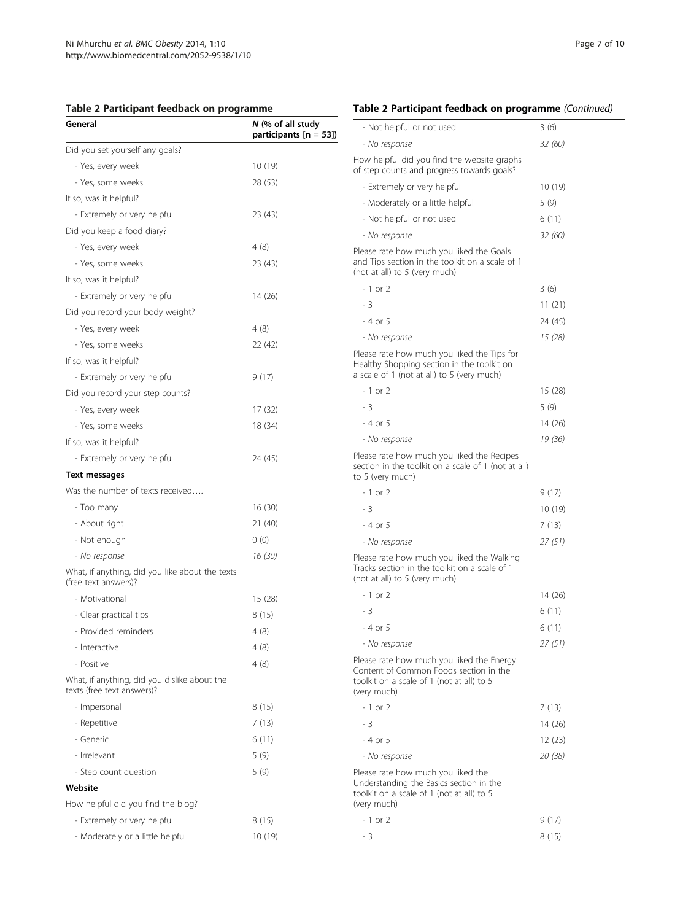**Table 2 Participant feedback on programme**

| General | N (% of all study participants [n = 53]) |
|---|---|
| Did you set yourself any goals? | |
| - Yes, every week | 10 (19) |
| - Yes, some weeks | 28 (53) |
| If so, was it helpful? | |
| - Extremely or very helpful | 23 (43) |
| Did you keep a food diary? | |
| - Yes, every week | 4 (8) |
| - Yes, some weeks | 23 (43) |
| If so, was it helpful? | |
| - Extremely or very helpful | 14 (26) |
| Did you record your body weight? | |
| - Yes, every week | 4 (8) |
| - Yes, some weeks | 22 (42) |
| If so, was it helpful? | |
| - Extremely or very helpful | 9 (17) |
| Did you record your step counts? | |
| - Yes, every week | 17 (32) |
| - Yes, some weeks | 18 (34) |
| If so, was it helpful? | |
| - Extremely or very helpful | 24 (45) |
| **Text messages** | |
| Was the number of texts received…. | |
| - Too many | 16 (30) |
| - About right | 21 (40) |
| - Not enough | 0 (0) |
| *- No response* | *16 (30)* |
| What, if anything, did you like about the texts (free text answers)? | |
| - Motivational | 15 (28) |
| - Clear practical tips | 8 (15) |
| - Provided reminders | 4 (8) |
| - Interactive | 4 (8) |
| - Positive | 4 (8) |
| What, if anything, did you dislike about the texts (free text answers)? | |
| - Impersonal | 8 (15) |
| - Repetitive | 7 (13) |
| - Generic | 6 (11) |
| - Irrelevant | 5 (9) |
| - Step count question | 5 (9) |
| **Website** | |
| How helpful did you find the blog? | |
| - Extremely or very helpful | 8 (15) |
| - Moderately or a little helpful | 10 (19) |
| - Not helpful or not used | 3 (6) |
| *- No response* | *32 (60)* |
| How helpful did you find the website graphs of step counts and progress towards goals? | |
| - Extremely or very helpful | 10 (19) |
| - Moderately or a little helpful | 5 (9) |
| - Not helpful or not used | 6 (11) |
| *- No response* | *32 (60)* |
| Please rate how much you liked the Goals and Tips section in the toolkit on a scale of 1 (not at all) to 5 (very much) | |
| - 1 or 2 | 3 (6) |
| - 3 | 11 (21) |
| - 4 or 5 | 24 (45) |
| *- No response* | *15 (28)* |
| Please rate how much you liked the Tips for Healthy Shopping section in the toolkit on a scale of 1 (not at all) to 5 (very much) | |
| - 1 or 2 | 15 (28) |
| - 3 | 5 (9) |
| - 4 or 5 | 14 (26) |
| *- No response* | *19 (36)* |
| Please rate how much you liked the Recipes section in the toolkit on a scale of 1 (not at all) to 5 (very much) | |
| - 1 or 2 | 9 (17) |
| - 3 | 10 (19) |
| - 4 or 5 | 7 (13) |
| *- No response* | *27 (51)* |
| Please rate how much you liked the Walking Tracks section in the toolkit on a scale of 1 (not at all) to 5 (very much) | |
| - 1 or 2 | 14 (26) |
| - 3 | 6 (11) |
| - 4 or 5 | 6 (11) |
| *- No response* | *27 (51)* |
| Please rate how much you liked the Energy Content of Common Foods section in the toolkit on a scale of 1 (not at all) to 5 (very much) | |
| - 1 or 2 | 7 (13) |
| - 3 | 14 (26) |
| - 4 or 5 | 12 (23) |
| *- No response* | *20 (38)* |
| Please rate how much you liked the Understanding the Basics section in the toolkit on a scale of 1 (not at all) to 5 (very much) | |
| - 1 or 2 | 9 (17) |
| - 3 | 8 (15) |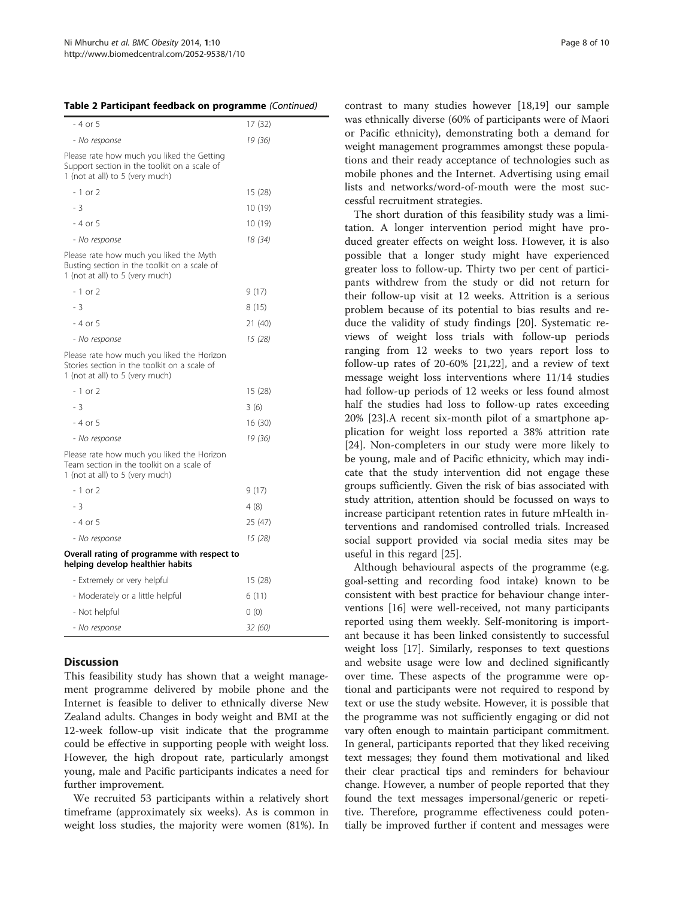**Table 2 Participant feedback on programme** *(Continued)*

| | |
|---|---|
| - 4 or 5 | 17 (32) |
| - *No response* | *19 (36)* |
| Please rate how much you liked the Getting Support section in the toolkit on a scale of 1 (not at all) to 5 (very much) | |
| - 1 or 2 | 15 (28) |
| - 3 | 10 (19) |
| - 4 or 5 | 10 (19) |
| - *No response* | *18 (34)* |
| Please rate how much you liked the Myth Busting section in the toolkit on a scale of 1 (not at all) to 5 (very much) | |
| - 1 or 2 | 9 (17) |
| - 3 | 8 (15) |
| - 4 or 5 | 21 (40) |
| - *No response* | *15 (28)* |
| Please rate how much you liked the Horizon Stories section in the toolkit on a scale of 1 (not at all) to 5 (very much) | |
| - 1 or 2 | 15 (28) |
| - 3 | 3 (6) |
| - 4 or 5 | 16 (30) |
| - *No response* | *19 (36)* |
| Please rate how much you liked the Horizon Team section in the toolkit on a scale of 1 (not at all) to 5 (very much) | |
| - 1 or 2 | 9 (17) |
| - 3 | 4 (8) |
| - 4 or 5 | 25 (47) |
| - *No response* | *15 (28)* |
| **Overall rating of programme with respect to helping develop healthier habits** | |
| - Extremely or very helpful | 15 (28) |
| - Moderately or a little helpful | 6 (11) |
| - Not helpful | 0 (0) |
| - *No response* | *32 (60)* |

## Discussion

This feasibility study has shown that a weight management programme delivered by mobile phone and the Internet is feasible to deliver to ethnically diverse New Zealand adults. Changes in body weight and BMI at the 12-week follow-up visit indicate that the programme could be effective in supporting people with weight loss. However, the high dropout rate, particularly amongst young, male and Pacific participants indicates a need for further improvement.

We recruited 53 participants within a relatively short timeframe (approximately six weeks). As is common in weight loss studies, the majority were women (81%). In contrast to many studies however [18,19] our sample was ethnically diverse (60% of participants were of Maori or Pacific ethnicity), demonstrating both a demand for weight management programmes amongst these populations and their ready acceptance of technologies such as mobile phones and the Internet. Advertising using email lists and networks/word-of-mouth were the most successful recruitment strategies.

The short duration of this feasibility study was a limitation. A longer intervention period might have produced greater effects on weight loss. However, it is also possible that a longer study might have experienced greater loss to follow-up. Thirty two per cent of participants withdrew from the study or did not return for their follow-up visit at 12 weeks. Attrition is a serious problem because of its potential to bias results and reduce the validity of study findings [20]. Systematic reviews of weight loss trials with follow-up periods ranging from 12 weeks to two years report loss to follow-up rates of 20-60% [21,22], and a review of text message weight loss interventions where 11/14 studies had follow-up periods of 12 weeks or less found almost half the studies had loss to follow-up rates exceeding 20% [23].A recent six-month pilot of a smartphone application for weight loss reported a 38% attrition rate [24]. Non-completers in our study were more likely to be young, male and of Pacific ethnicity, which may indicate that the study intervention did not engage these groups sufficiently. Given the risk of bias associated with study attrition, attention should be focussed on ways to increase participant retention rates in future mHealth interventions and randomised controlled trials. Increased social support provided via social media sites may be useful in this regard [25].

Although behavioural aspects of the programme (e.g. goal-setting and recording food intake) known to be consistent with best practice for behaviour change interventions [16] were well-received, not many participants reported using them weekly. Self-monitoring is important because it has been linked consistently to successful weight loss [17]. Similarly, responses to text questions and website usage were low and declined significantly over time. These aspects of the programme were optional and participants were not required to respond by text or use the study website. However, it is possible that the programme was not sufficiently engaging or did not vary often enough to maintain participant commitment. In general, participants reported that they liked receiving text messages; they found them motivational and liked their clear practical tips and reminders for behaviour change. However, a number of people reported that they found the text messages impersonal/generic or repetitive. Therefore, programme effectiveness could potentially be improved further if content and messages were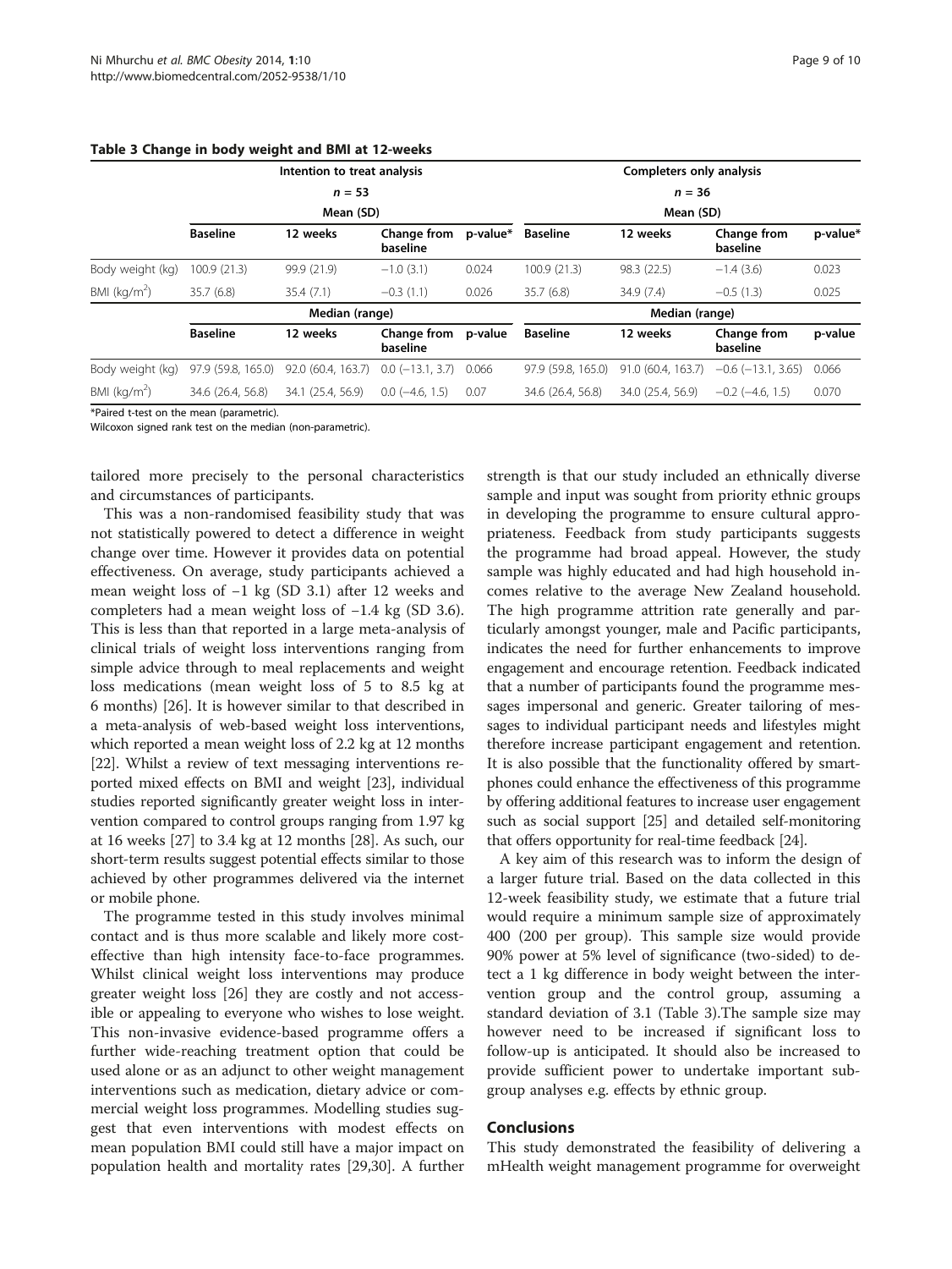**Table 3 Change in body weight and BMI at 12-weeks**

| | Intention to treat analysis | | | | Completers only analysis | | | |
|---|---|---|---|---|---|---|---|---|
| | *n* = 53 | | | | *n* = 36 | | | |
| | Mean (SD) | | | | Mean (SD) | | | |
| | **Baseline** | **12 weeks** | **Change from baseline** | **p-value*** | **Baseline** | **12 weeks** | **Change from baseline** | **p-value*** |
| Body weight (kg) | 100.9 (21.3) | 99.9 (21.9) | −1.0 (3.1) | 0.024 | 100.9 (21.3) | 98.3 (22.5) | −1.4 (3.6) | 0.023 |
| BMI (kg/m$^2$) | 35.7 (6.8) | 35.4 (7.1) | −0.3 (1.1) | 0.026 | 35.7 (6.8) | 34.9 (7.4) | −0.5 (1.3) | 0.025 |
| | Median (range) | | | | Median (range) | | | |
| | **Baseline** | **12 weeks** | **Change from baseline** | **p-value** | **Baseline** | **12 weeks** | **Change from baseline** | **p-value** |
| Body weight (kg) | 97.9 (59.8, 165.0) | 92.0 (60.4, 163.7) | 0.0 (−13.1, 3.7) | 0.066 | 97.9 (59.8, 165.0) | 91.0 (60.4, 163.7) | −0.6 (−13.1, 3.65) | 0.066 |
| BMI (kg/m$^2$) | 34.6 (26.4, 56.8) | 34.1 (25.4, 56.9) | 0.0 (−4.6, 1.5) | 0.07 | 34.6 (26.4, 56.8) | 34.0 (25.4, 56.9) | −0.2 (−4.6, 1.5) | 0.070 |

*Paired t-test on the mean (parametric).
Wilcoxon signed rank test on the median (non-parametric).

tailored more precisely to the personal characteristics and circumstances of participants.

This was a non-randomised feasibility study that was not statistically powered to detect a difference in weight change over time. However it provides data on potential effectiveness. On average, study participants achieved a mean weight loss of −1 kg (SD 3.1) after 12 weeks and completers had a mean weight loss of −1.4 kg (SD 3.6). This is less than that reported in a large meta-analysis of clinical trials of weight loss interventions ranging from simple advice through to meal replacements and weight loss medications (mean weight loss of 5 to 8.5 kg at 6 months) [26]. It is however similar to that described in a meta-analysis of web-based weight loss interventions, which reported a mean weight loss of 2.2 kg at 12 months [22]. Whilst a review of text messaging interventions reported mixed effects on BMI and weight [23], individual studies reported significantly greater weight loss in intervention compared to control groups ranging from 1.97 kg at 16 weeks [27] to 3.4 kg at 12 months [28]. As such, our short-term results suggest potential effects similar to those achieved by other programmes delivered via the internet or mobile phone.

The programme tested in this study involves minimal contact and is thus more scalable and likely more cost-effective than high intensity face-to-face programmes. Whilst clinical weight loss interventions may produce greater weight loss [26] they are costly and not accessible or appealing to everyone who wishes to lose weight. This non-invasive evidence-based programme offers a further wide-reaching treatment option that could be used alone or as an adjunct to other weight management interventions such as medication, dietary advice or commercial weight loss programmes. Modelling studies suggest that even interventions with modest effects on mean population BMI could still have a major impact on population health and mortality rates [29,30]. A further strength is that our study included an ethnically diverse sample and input was sought from priority ethnic groups in developing the programme to ensure cultural appropriateness. Feedback from study participants suggests the programme had broad appeal. However, the study sample was highly educated and had high household incomes relative to the average New Zealand household. The high programme attrition rate generally and particularly amongst younger, male and Pacific participants, indicates the need for further enhancements to improve engagement and encourage retention. Feedback indicated that a number of participants found the programme messages impersonal and generic. Greater tailoring of messages to individual participant needs and lifestyles might therefore increase participant engagement and retention. It is also possible that the functionality offered by smartphones could enhance the effectiveness of this programme by offering additional features to increase user engagement such as social support [25] and detailed self-monitoring that offers opportunity for real-time feedback [24].

A key aim of this research was to inform the design of a larger future trial. Based on the data collected in this 12-week feasibility study, we estimate that a future trial would require a minimum sample size of approximately 400 (200 per group). This sample size would provide 90% power at 5% level of significance (two-sided) to detect a 1 kg difference in body weight between the intervention group and the control group, assuming a standard deviation of 3.1 (Table 3).The sample size may however need to be increased if significant loss to follow-up is anticipated. It should also be increased to provide sufficient power to undertake important subgroup analyses e.g. effects by ethnic group.

## Conclusions

This study demonstrated the feasibility of delivering a mHealth weight management programme for overweight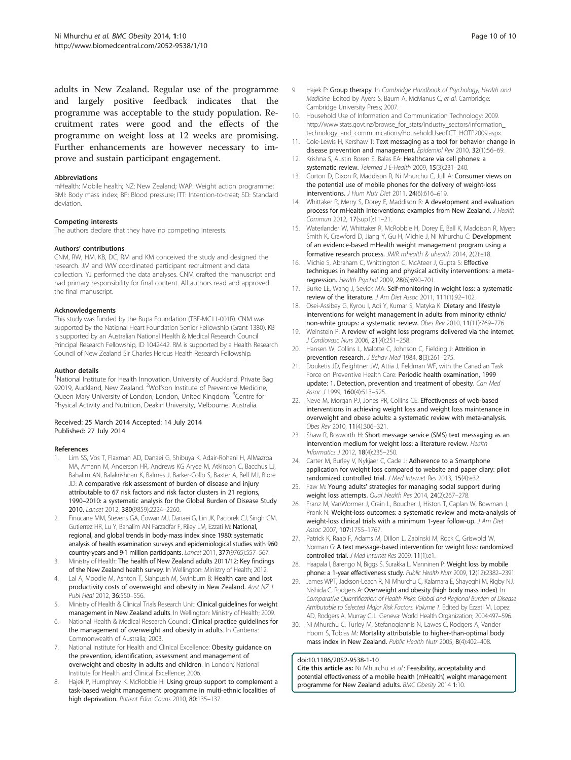adults in New Zealand. Regular use of the programme and largely positive feedback indicates that the programme was acceptable to the study population. Recruitment rates were good and the effects of the programme on weight loss at 12 weeks are promising. Further enhancements are however necessary to improve and sustain participant engagement.

#### Abbreviations

mHealth: Mobile health; NZ: New Zealand; WAP: Weight action programme; BMI: Body mass index; BP: Blood pressure; ITT: Intention-to-treat; SD: Standard deviation.

#### Competing interests

The authors declare that they have no competing interests.

#### Authors' contributions

CNM, RW, HM, KB, DC, RM and KM conceived the study and designed the research. JM and WW coordinated participant recruitment and data collection. YJ performed the data analyses. CNM drafted the manuscript and had primary responsibility for final content. All authors read and approved the final manuscript.

#### Acknowledgements

This study was funded by the Bupa Foundation (TBF-MC11-001R). CNM was supported by the National Heart Foundation Senior Fellowship (Grant 1380). KB is supported by an Australian National Health & Medical Research Council Principal Research Fellowship, ID 1042442. RM is supported by a Health Research Council of New Zealand Sir Charles Hercus Health Research Fellowship.

#### Author details

[1]National Institute for Health Innovation, University of Auckland, Private Bag 92019, Auckland, New Zealand. [2]Wolfson Institute of Preventive Medicine, Queen Mary University of London, London, United Kingdom. [3]Centre for Physical Activity and Nutrition, Deakin University, Melbourne, Australia.

Received: 25 March 2014 Accepted: 14 July 2014
Published: 27 July 2014

#### References

1. Lim SS, Vos T, Flaxman AD, Danaei G, Shibuya K, Adair-Rohani H, AlMazroa MA, Amann M, Anderson HR, Andrews KG Aryee M, Atkinson C, Bacchus LJ, Bahalim AN, Balakrishnan K, Balmes J, Barker-Collo S, Baxter A, Bell MJ, Blore JD: **A comparative risk assessment of burden of disease and injury attributable to 67 risk factors and risk factor clusters in 21 regions, 1990–2010: a systematic analysis for the Global Burden of Disease Study 2010.** *Lancet* 2012, **380**(9859):2224–2260.
2. Finucane MM, Stevens GA, Cowan MJ, Danaei G, Lin JK, Paciorek CJ, Singh GM, Gutierrez HR, Lu Y, Bahalim AN Farzadfar F, Riley LM, Ezzati M: **National, regional, and global trends in body-mass index since 1980: systematic analysis of health examination surveys and epidemiological studies with 960 country-years and 9·1 million participants.** *Lancet* 2011, **377**(9765):557–567.
3. Ministry of Health: **The health of New Zealand adults 2011/12: Key findings of the New Zealand health survey**. In Wellington: Ministry of Health; 2012.
4. Lal A, Moodie M, Ashton T, Siahpush M, Swinburn B: **Health care and lost productivity costs of overweight and obesity in New Zealand.** *Aust NZ J Publ Heal* 2012, **36:**550–556.
5. Ministry of Health & Clinical Trials Research Unit: **Clinical guidelines for weight management in New Zealand adults**. In Wellington: Ministry of Health; 2009.
6. National Health & Medical Research Council: **Clinical practice guidelines for the management of overweight and obesity in adults**. In Canberra: Commonwealth of Australia; 2003.
7. National Institute for Health and Clinical Excellence: **Obesity guidance on the prevention, identification, assessment and management of overweight and obesity in adults and children**. In London: National Institute for Health and Clinical Excellence; 2006.
8. Hajek P, Humphrey K, McRobbie H: **Using group support to complement a task-based weight management programme in multi-ethnic localities of high deprivation.** *Patient Educ Couns* 2010, **80:**135–137.
9. Hajek P: **Group therapy**. In *Cambridge Handbook of Psychology, Health and Medicine*. Edited by Ayers S, Baum A, McManus C, *et al*. Cambridge: Cambridge University Press; 2007.
10. Household Use of Information and Communication Technology: 2009. http://www.stats.govt.nz/browse_for_stats/industry_sectors/information_technology_and_communications/HouseholdUseofICT_HOTP2009.aspx.
11. Cole-Lewis H, Kershaw T: **Text messaging as a tool for behavior change in disease prevention and management.** *Epidemiol Rev* 2010, **32**(1):56–69.
12. Krishna S, Austin Boren S, Balas EA: **Healthcare via cell phones: a systematic review.** *Telemed J E-Health* 2009, **15**(3):231–240.
13. Gorton D, Dixon R, Maddison R, Ni Mhurchu C, Jull A: **Consumer views on the potential use of mobile phones for the delivery of weight-loss interventions.** *J Hum Nutr Diet* 2011, **24**(6):616–619.
14. Whittaker R, Merry S, Dorey E, Maddison R: **A development and evaluation process for mHealth interventions: examples from New Zealand.** *J Health Commun* 2012, **17**(sup1):11–21.
15. Waterlander W, Whittaker R, McRobbie H, Dorey E, Ball K, Maddison R, Myers Smith K, Crawford D, Jiang Y, Gu H, Michie J, Ni Mhurchu C: **Development of an evidence-based mHealth weight management program using a formative research process.** *JMIR mhealth & uhealth* 2014, **2**(2):e18.
16. Michie S, Abraham C, Whittington C, McAteer J, Gupta S: **Effective techniques in healthy eating and physical activity interventions: a meta-regression.** *Health Psychol* 2009, **28**(6):690–701.
17. Burke LE, Wang J, Sevick MA: **Self-monitoring in weight loss: a systematic review of the literature.** *J Am Diet Assoc* 2011, **111**(1):92–102.
18. Osei-Assibey G, Kyrou I, Adi Y, Kumar S, Matyka K: **Dietary and lifestyle interventions for weight management in adults from minority ethnic/non-white groups: a systematic review.** *Obes Rev* 2010, **11**(11):769–776.
19. Weinstein P: **A review of weight loss programs delivered via the internet.** *J Cardiovasc Nurs* 2006, **21**(4):251–258.
20. Hansen W, Collins L, Malotte C, Johnson C, Fielding J: **Attrition in prevention research.** *J Behav Med* 1984, **8**(3):261–275.
21. Douketis JD, Feightner JW, Attia J, Feldman WF, with the Canadian Task Force on Preventive Health Care: **Periodic health examination, 1999 update: 1. Detection, prevention and treatment of obesity.** *Can Med Assoc J* 1999, **160**(4):513–525.
22. Neve M, Morgan PJ, Jones PR, Collins CE: **Effectiveness of web-based interventions in achieving weight loss and weight loss maintenance in overweight and obese adults: a systematic review with meta-analysis.** *Obes Rev* 2010, **11**(4):306–321.
23. Shaw R, Bosworth H: **Short message service (SMS) text messaging as an intervention medium for weight loss: a literature review.** *Health Informatics J* 2012, **18**(4):235–250.
24. Carter M, Burley V, Nykjaer C, Cade J: **Adherence to a Smartphone application for weight loss compared to website and paper diary: pilot randomized controlled trial.** *J Med Internet Res* 2013, **15**(4):e32.
25. Faw M: **Young adults' strategies for managing social support during weight loss attempts.** *Qual Health Res* 2014, **24**(2):267–278.
26. Franz M, VanWormer J, Crain L, Boucher J, Histon T, Caplan W, Bowman J, Pronk N: **Weight-loss outcomes: a systematic review and meta-analysis of weight-loss clinical trials with a minimum 1-year follow-up.** *J Am Diet Assoc* 2007, **107:**1755–1767.
27. Patrick K, Raab F, Adams M, Dillon L, Zabinski M, Rock C, Griswold W, Norman G: **A text message-based intervention for weight loss: randomized controlled trial.** *J Med Internet Res* 2009, **11**(1):e1.
28. Haapala I, Barengo N, Biggs S, Surakka L, Manninen P: **Weight loss by mobile phone: a 1-year effectiveness study.** *Public Health Nutr* 2009, **12**(12):2382–2391.
29. James WPT, Jackson-Leach R, Ni Mhurchu C, Kalamara E, Shayeghi M, Rigby NJ, Nishida C, Rodgers A: **Overweight and obesity (high body mass index)**. In *Comparative Quantification of Health Risks: Global and Regional Burden of Disease Attributable to Selected Major Risk Factors. Volume 1*. Edited by Ezzati M, Lopez AD, Rodgers A, Murray CJL. Geneva: World Health Organization; 2004:497–596.
30. Ni Mhurchu C, Turley M, Stefanogiannis N, Lawes C, Rodgers A, Vander Hoorn S, Tobias M: **Mortality attributable to higher-than-optimal body mass index in New Zealand.** *Public Health Nutr* 2005, **8**(4):402–408.

doi:10.1186/2052-9538-1-10
**Cite this article as:** Ni Mhurchu *et al.*: **Feasibility, acceptability and potential effectiveness of a mobile health (mHealth) weight management programme for New Zealand adults.** *BMC Obesity* 2014 **1**:10.